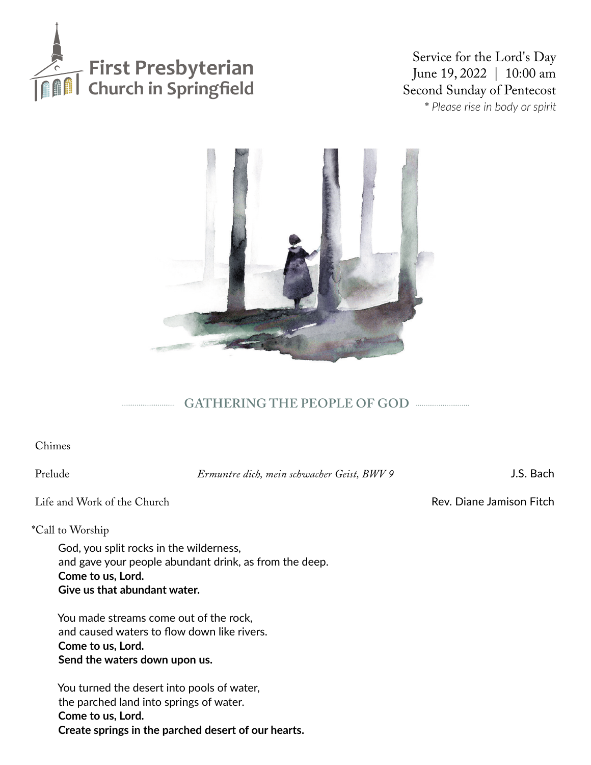# First Presbyterian Church in Springfield

Service for the Lord's Day
June 19, 2022 | 10:00 am
Second Sunday of Pentecost
*\* Please rise in body or spirit*

## GATHERING THE PEOPLE OF GOD

Chimes

Prelude — *Ermuntre dich, mein schwacher Geist, BWV 9* — J.S. Bach

Life and Work of the Church — Rev. Diane Jamison Fitch

\*Call to Worship

God, you split rocks in the wilderness,
and gave your people abundant drink, as from the deep.
**Come to us, Lord.**
**Give us that abundant water.**

You made streams come out of the rock,
and caused waters to flow down like rivers.
**Come to us, Lord.**
**Send the waters down upon us.**

You turned the desert into pools of water,
the parched land into springs of water.
**Come to us, Lord.**
**Create springs in the parched desert of our hearts.**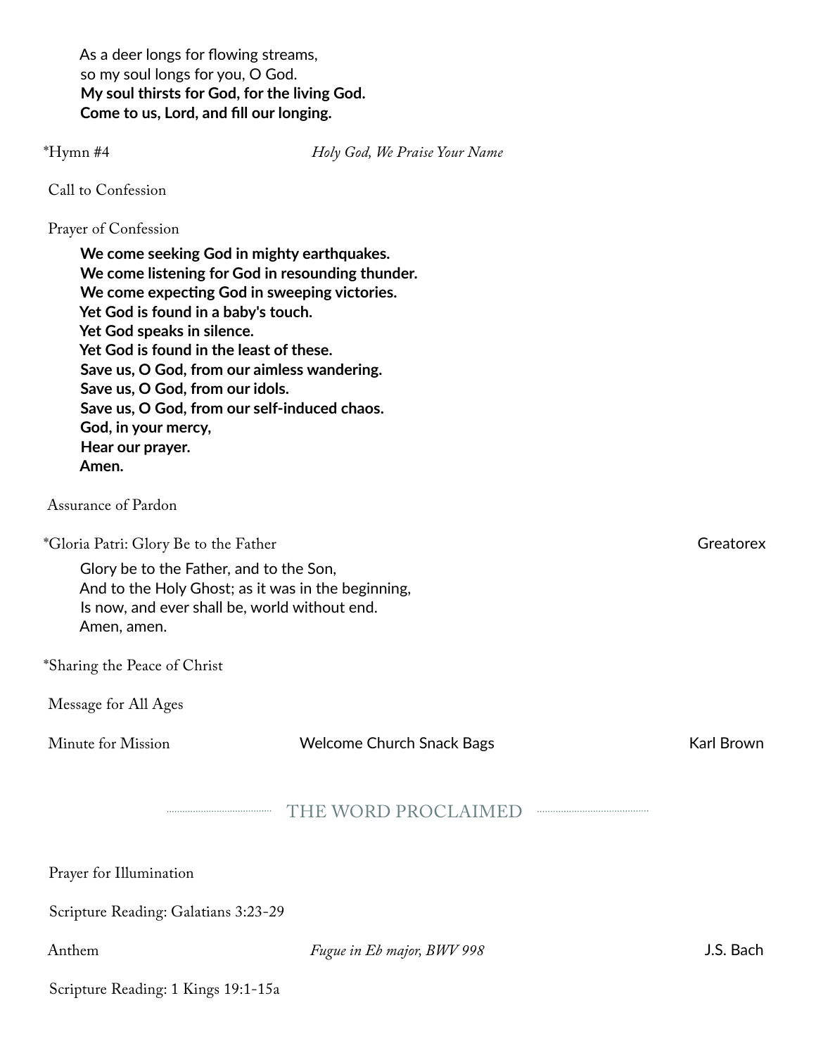As a deer longs for flowing streams,
so my soul longs for you, O God.
**My soul thirsts for God, for the living God.**
**Come to us, Lord, and fill our longing.**

*Hymn #4 — *Holy God, We Praise Your Name*

Call to Confession

Prayer of Confession

**We come seeking God in mighty earthquakes.**
**We come listening for God in resounding thunder.**
**We come expecting God in sweeping victories.**
**Yet God is found in a baby's touch.**
**Yet God speaks in silence.**
**Yet God is found in the least of these.**
**Save us, O God, from our aimless wandering.**
**Save us, O God, from our idols.**
**Save us, O God, from our self-induced chaos.**
**God, in your mercy,**
**Hear our prayer.**
**Amen.**

Assurance of Pardon

*Gloria Patri: Glory Be to the Father — Greatorex

Glory be to the Father, and to the Son,
And to the Holy Ghost; as it was in the beginning,
Is now, and ever shall be, world without end.
Amen, amen.

*Sharing the Peace of Christ

Message for All Ages

Minute for Mission — Welcome Church Snack Bags — Karl Brown

## THE WORD PROCLAIMED

Prayer for Illumination

Scripture Reading: Galatians 3:23-29

Anthem — *Fugue in Eb major, BWV 998* — J.S. Bach

Scripture Reading: 1 Kings 19:1-15a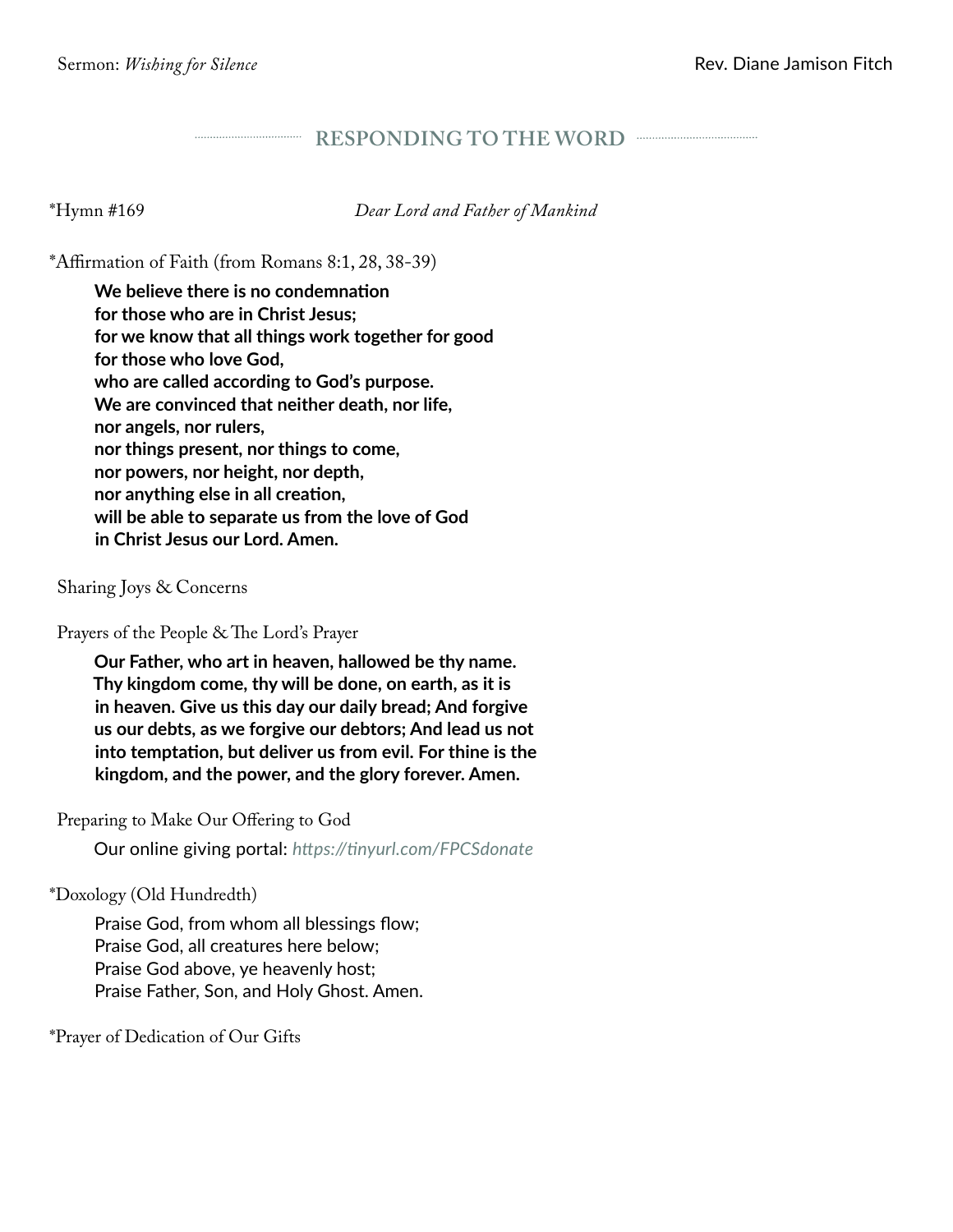Sermon: *Wishing for Silence* Rev. Diane Jamison Fitch

## RESPONDING TO THE WORD

*Hymn #169 *Dear Lord and Father of Mankind*

*Affirmation of Faith (from Romans 8:1, 28, 38-39)

**We believe there is no condemnation**
**for those who are in Christ Jesus;**
**for we know that all things work together for good**
**for those who love God,**
**who are called according to God's purpose.**
**We are convinced that neither death, nor life,**
**nor angels, nor rulers,**
**nor things present, nor things to come,**
**nor powers, nor height, nor depth,**
**nor anything else in all creation,**
**will be able to separate us from the love of God**
**in Christ Jesus our Lord. Amen.**

Sharing Joys & Concerns

Prayers of the People & The Lord's Prayer

**Our Father, who art in heaven, hallowed be thy name. Thy kingdom come, thy will be done, on earth, as it is in heaven. Give us this day our daily bread; And forgive us our debts, as we forgive our debtors; And lead us not into temptation, but deliver us from evil. For thine is the kingdom, and the power, and the glory forever. Amen.**

Preparing to Make Our Offering to God

Our online giving portal: *https://tinyurl.com/FPCSdonate*

*Doxology (Old Hundredth)

Praise God, from whom all blessings flow;
Praise God, all creatures here below;
Praise God above, ye heavenly host;
Praise Father, Son, and Holy Ghost. Amen.

*Prayer of Dedication of Our Gifts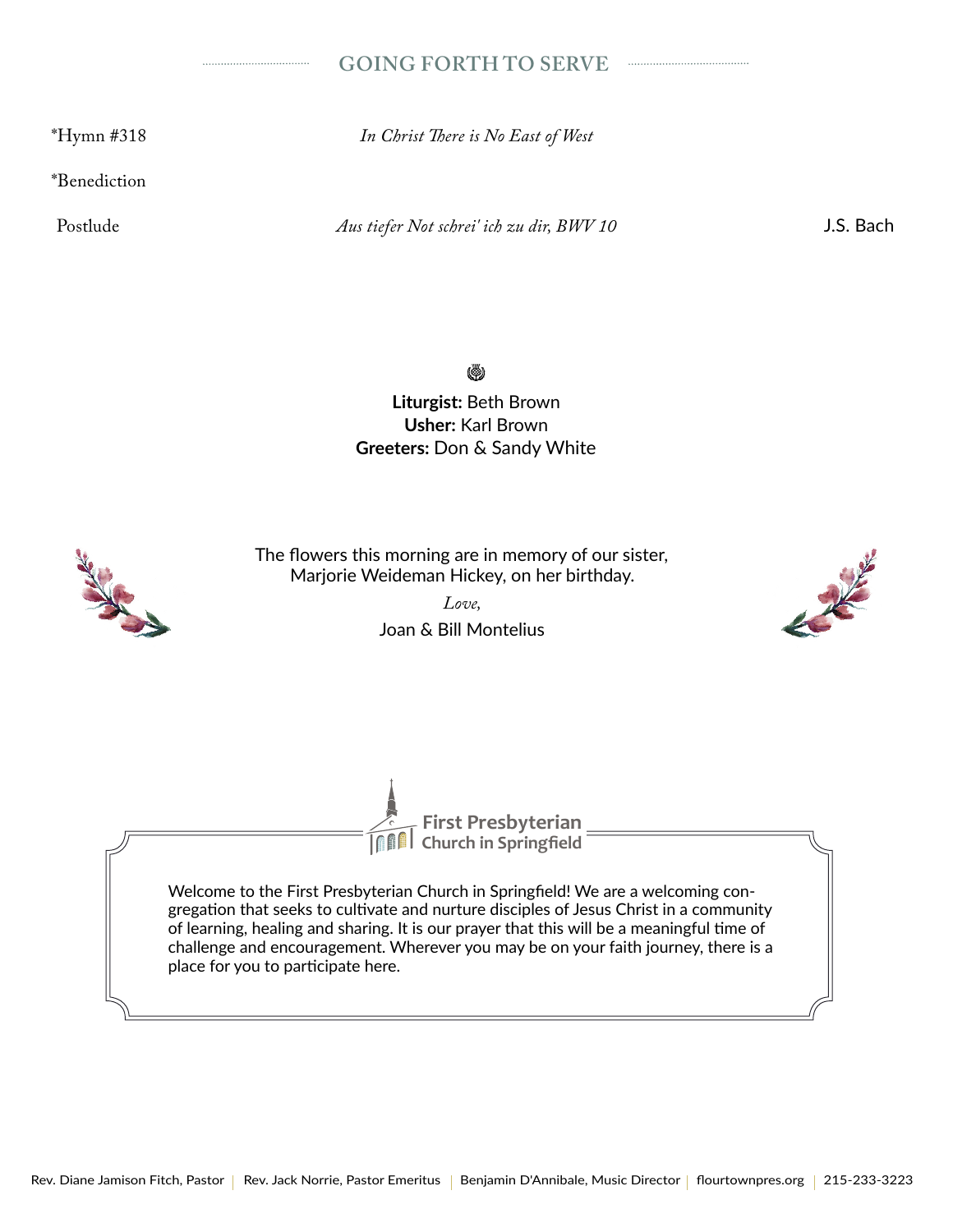## GOING FORTH TO SERVE

*Hymn #318 — *In Christ There is No East of West*

*Benediction

Postlude — *Aus tiefer Not schrei' ich zu dir, BWV 10* — J.S. Bach

**Liturgist:** Beth Brown  
**Usher:** Karl Brown  
**Greeters:** Don & Sandy White

The flowers this morning are in memory of our sister,  
Marjorie Weideman Hickey, on her birthday.

*Love,*

Joan & Bill Montelius

**First Presbyterian Church in Springfield**

Welcome to the First Presbyterian Church in Springfield! We are a welcoming congregation that seeks to cultivate and nurture disciples of Jesus Christ in a community of learning, healing and sharing. It is our prayer that this will be a meaningful time of challenge and encouragement. Wherever you may be on your faith journey, there is a place for you to participate here.

Rev. Diane Jamison Fitch, Pastor | Rev. Jack Norrie, Pastor Emeritus | Benjamin D'Annibale, Music Director | flourtownpres.org | 215-233-3223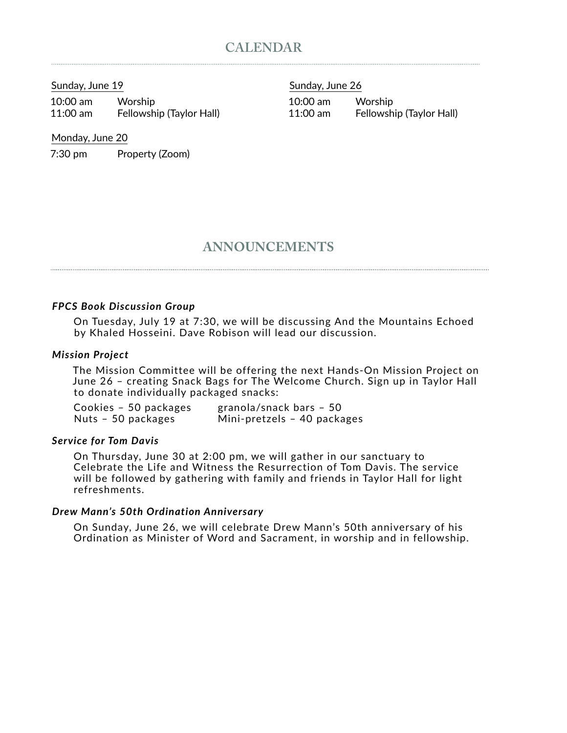## CALENDAR

Sunday, June 19

| | |
|---|---|
| 10:00 am | Worship |
| 11:00 am | Fellowship (Taylor Hall) |

Monday, June 20

| | |
|---|---|
| 7:30 pm | Property (Zoom) |

Sunday, June 26

| | |
|---|---|
| 10:00 am | Worship |
| 11:00 am | Fellowship (Taylor Hall) |

## ANNOUNCEMENTS

***FPCS Book Discussion Group***

On Tuesday, July 19 at 7:30, we will be discussing And the Mountains Echoed by Khaled Hosseini. Dave Robison will lead our discussion.

***Mission Project***

The Mission Committee will be offering the next Hands-On Mission Project on June 26 – creating Snack Bags for The Welcome Church. Sign up in Taylor Hall to donate individually packaged snacks:

| | |
|---|---|
| Cookies – 50 packages | granola/snack bars – 50 |
| Nuts – 50 packages | Mini-pretzels – 40 packages |

***Service for Tom Davis***

On Thursday, June 30 at 2:00 pm, we will gather in our sanctuary to Celebrate the Life and Witness the Resurrection of Tom Davis. The service will be followed by gathering with family and friends in Taylor Hall for light refreshments.

***Drew Mann's 50th Ordination Anniversary***

On Sunday, June 26, we will celebrate Drew Mann's 50th anniversary of his Ordination as Minister of Word and Sacrament, in worship and in fellowship.